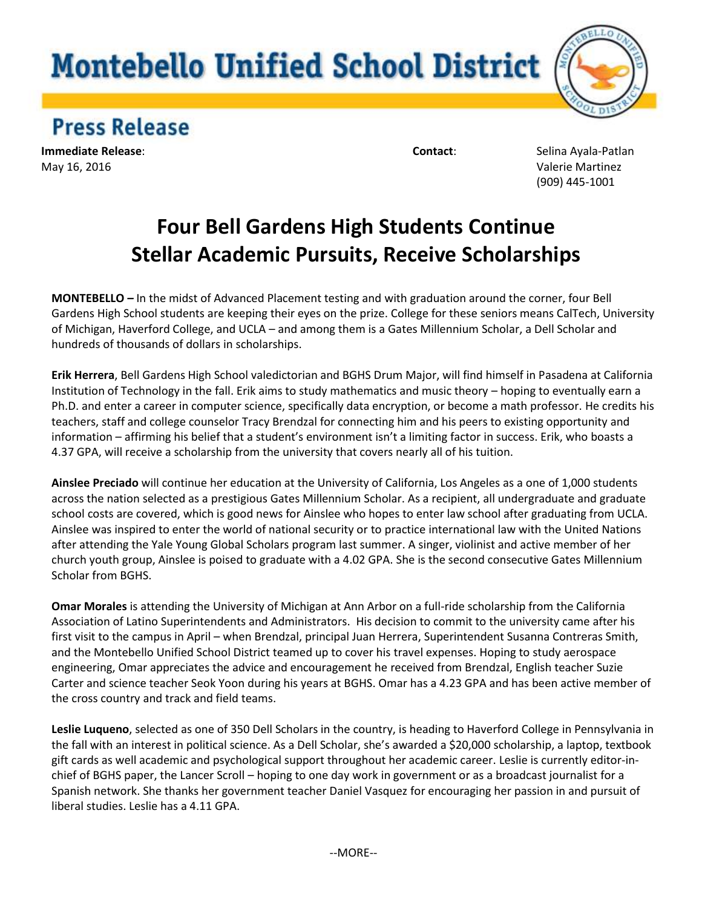# Montebello Unified School District

## Press Release

**Immediate Release**:
May 16, 2016

**Contact**: Selina Ayala-Patlan
Valerie Martinez
(909) 445-1001

# Four Bell Gardens High Students Continue Stellar Academic Pursuits, Receive Scholarships

**MONTEBELLO –** In the midst of Advanced Placement testing and with graduation around the corner, four Bell Gardens High School students are keeping their eyes on the prize. College for these seniors means CalTech, University of Michigan, Haverford College, and UCLA – and among them is a Gates Millennium Scholar, a Dell Scholar and hundreds of thousands of dollars in scholarships.

**Erik Herrera**, Bell Gardens High School valedictorian and BGHS Drum Major, will find himself in Pasadena at California Institution of Technology in the fall. Erik aims to study mathematics and music theory – hoping to eventually earn a Ph.D. and enter a career in computer science, specifically data encryption, or become a math professor. He credits his teachers, staff and college counselor Tracy Brendzal for connecting him and his peers to existing opportunity and information – affirming his belief that a student's environment isn't a limiting factor in success. Erik, who boasts a 4.37 GPA, will receive a scholarship from the university that covers nearly all of his tuition.

**Ainslee Preciado** will continue her education at the University of California, Los Angeles as a one of 1,000 students across the nation selected as a prestigious Gates Millennium Scholar. As a recipient, all undergraduate and graduate school costs are covered, which is good news for Ainslee who hopes to enter law school after graduating from UCLA. Ainslee was inspired to enter the world of national security or to practice international law with the United Nations after attending the Yale Young Global Scholars program last summer. A singer, violinist and active member of her church youth group, Ainslee is poised to graduate with a 4.02 GPA. She is the second consecutive Gates Millennium Scholar from BGHS.

**Omar Morales** is attending the University of Michigan at Ann Arbor on a full-ride scholarship from the California Association of Latino Superintendents and Administrators. His decision to commit to the university came after his first visit to the campus in April – when Brendzal, principal Juan Herrera, Superintendent Susanna Contreras Smith, and the Montebello Unified School District teamed up to cover his travel expenses. Hoping to study aerospace engineering, Omar appreciates the advice and encouragement he received from Brendzal, English teacher Suzie Carter and science teacher Seok Yoon during his years at BGHS. Omar has a 4.23 GPA and has been active member of the cross country and track and field teams.

**Leslie Luqueno**, selected as one of 350 Dell Scholars in the country, is heading to Haverford College in Pennsylvania in the fall with an interest in political science. As a Dell Scholar, she's awarded a $20,000 scholarship, a laptop, textbook gift cards as well academic and psychological support throughout her academic career. Leslie is currently editor-in-chief of BGHS paper, the Lancer Scroll – hoping to one day work in government or as a broadcast journalist for a Spanish network. She thanks her government teacher Daniel Vasquez for encouraging her passion in and pursuit of liberal studies. Leslie has a 4.11 GPA.

--MORE--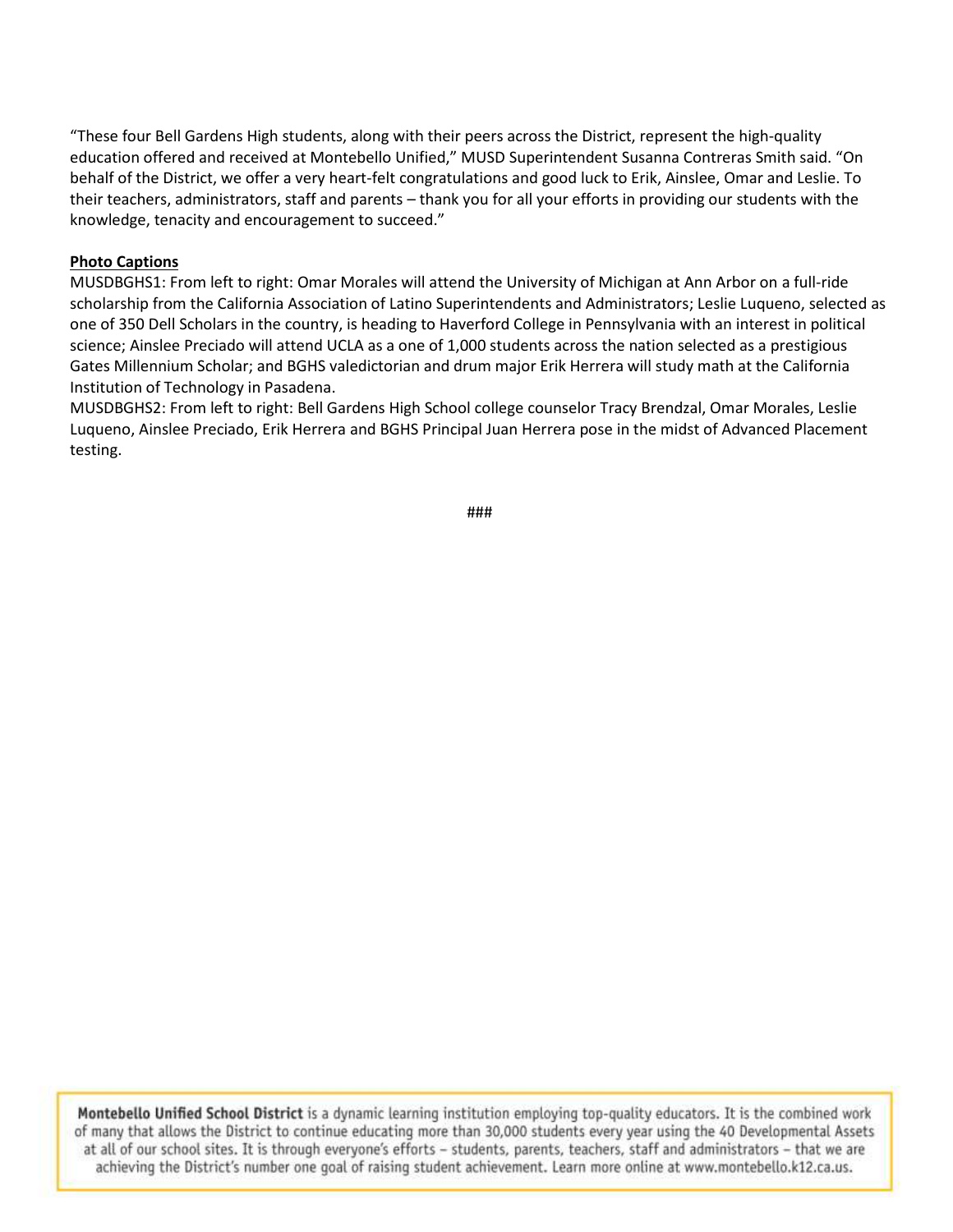"These four Bell Gardens High students, along with their peers across the District, represent the high-quality education offered and received at Montebello Unified," MUSD Superintendent Susanna Contreras Smith said. "On behalf of the District, we offer a very heart-felt congratulations and good luck to Erik, Ainslee, Omar and Leslie. To their teachers, administrators, staff and parents – thank you for all your efforts in providing our students with the knowledge, tenacity and encouragement to succeed."

**Photo Captions**

MUSDBGHS1: From left to right: Omar Morales will attend the University of Michigan at Ann Arbor on a full-ride scholarship from the California Association of Latino Superintendents and Administrators; Leslie Luqueno, selected as one of 350 Dell Scholars in the country, is heading to Haverford College in Pennsylvania with an interest in political science; Ainslee Preciado will attend UCLA as a one of 1,000 students across the nation selected as a prestigious Gates Millennium Scholar; and BGHS valedictorian and drum major Erik Herrera will study math at the California Institution of Technology in Pasadena.

MUSDBGHS2: From left to right: Bell Gardens High School college counselor Tracy Brendzal, Omar Morales, Leslie Luqueno, Ainslee Preciado, Erik Herrera and BGHS Principal Juan Herrera pose in the midst of Advanced Placement testing.

###

**Montebello Unified School District** is a dynamic learning institution employing top-quality educators. It is the combined work of many that allows the District to continue educating more than 30,000 students every year using the 40 Developmental Assets at all of our school sites. It is through everyone's efforts – students, parents, teachers, staff and administrators – that we are achieving the District's number one goal of raising student achievement. Learn more online at www.montebello.k12.ca.us.